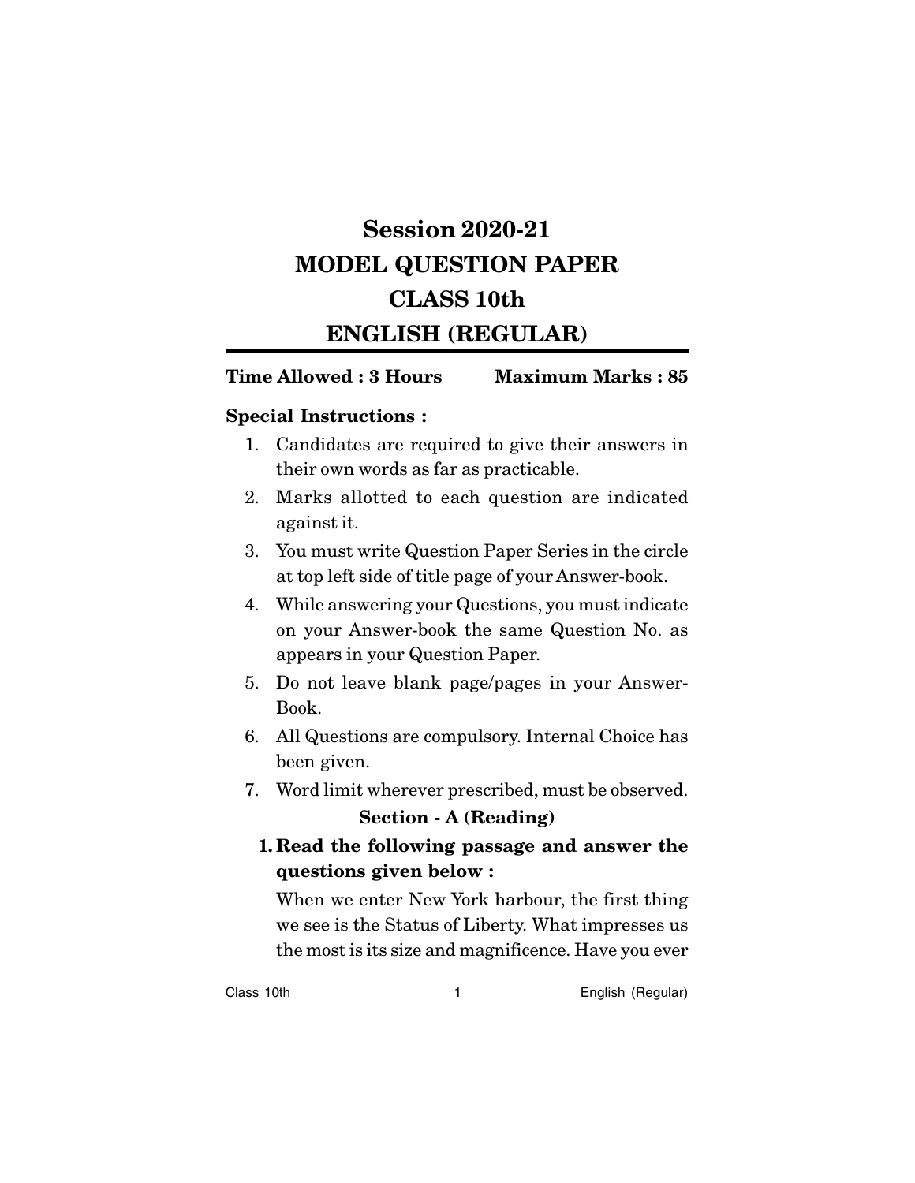# Session 2020-21
# MODEL QUESTION PAPER
# CLASS 10th
# ENGLISH (REGULAR)

**Time Allowed : 3 Hours** **Maximum Marks : 85**

**Special Instructions :**

1. Candidates are required to give their answers in their own words as far as practicable.
2. Marks allotted to each question are indicated against it.
3. You must write Question Paper Series in the circle at top left side of title page of your Answer-book.
4. While answering your Questions, you must indicate on your Answer-book the same Question No. as appears in your Question Paper.
5. Do not leave blank page/pages in your Answer-Book.
6. All Questions are compulsory. Internal Choice has been given.
7. Word limit wherever prescribed, must be observed.

## Section - A (Reading)

**1. Read the following passage and answer the questions given below :**

When we enter New York harbour, the first thing we see is the Status of Liberty. What impresses us the most is its size and magnificence. Have you ever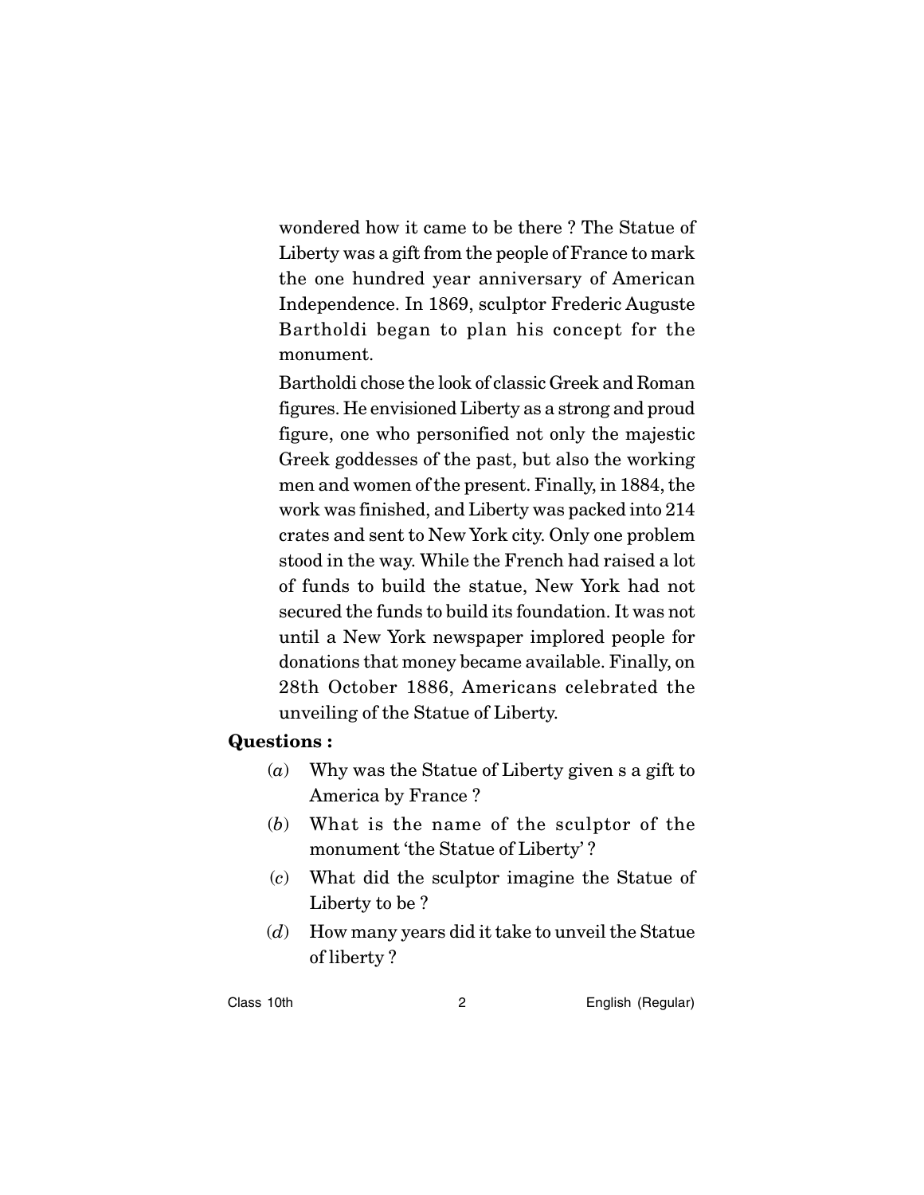wondered how it came to be there ? The Statue of Liberty was a gift from the people of France to mark the one hundred year anniversary of American Independence. In 1869, sculptor Frederic Auguste Bartholdi began to plan his concept for the monument.

Bartholdi chose the look of classic Greek and Roman figures. He envisioned Liberty as a strong and proud figure, one who personified not only the majestic Greek goddesses of the past, but also the working men and women of the present. Finally, in 1884, the work was finished, and Liberty was packed into 214 crates and sent to New York city. Only one problem stood in the way. While the French had raised a lot of funds to build the statue, New York had not secured the funds to build its foundation. It was not until a New York newspaper implored people for donations that money became available. Finally, on 28th October 1886, Americans celebrated the unveiling of the Statue of Liberty.

**Questions :**

(*a*) Why was the Statue of Liberty given s a gift to America by France ?

(*b*) What is the name of the sculptor of the monument 'the Statue of Liberty' ?

(*c*) What did the sculptor imagine the Statue of Liberty to be ?

(*d*) How many years did it take to unveil the Statue of liberty ?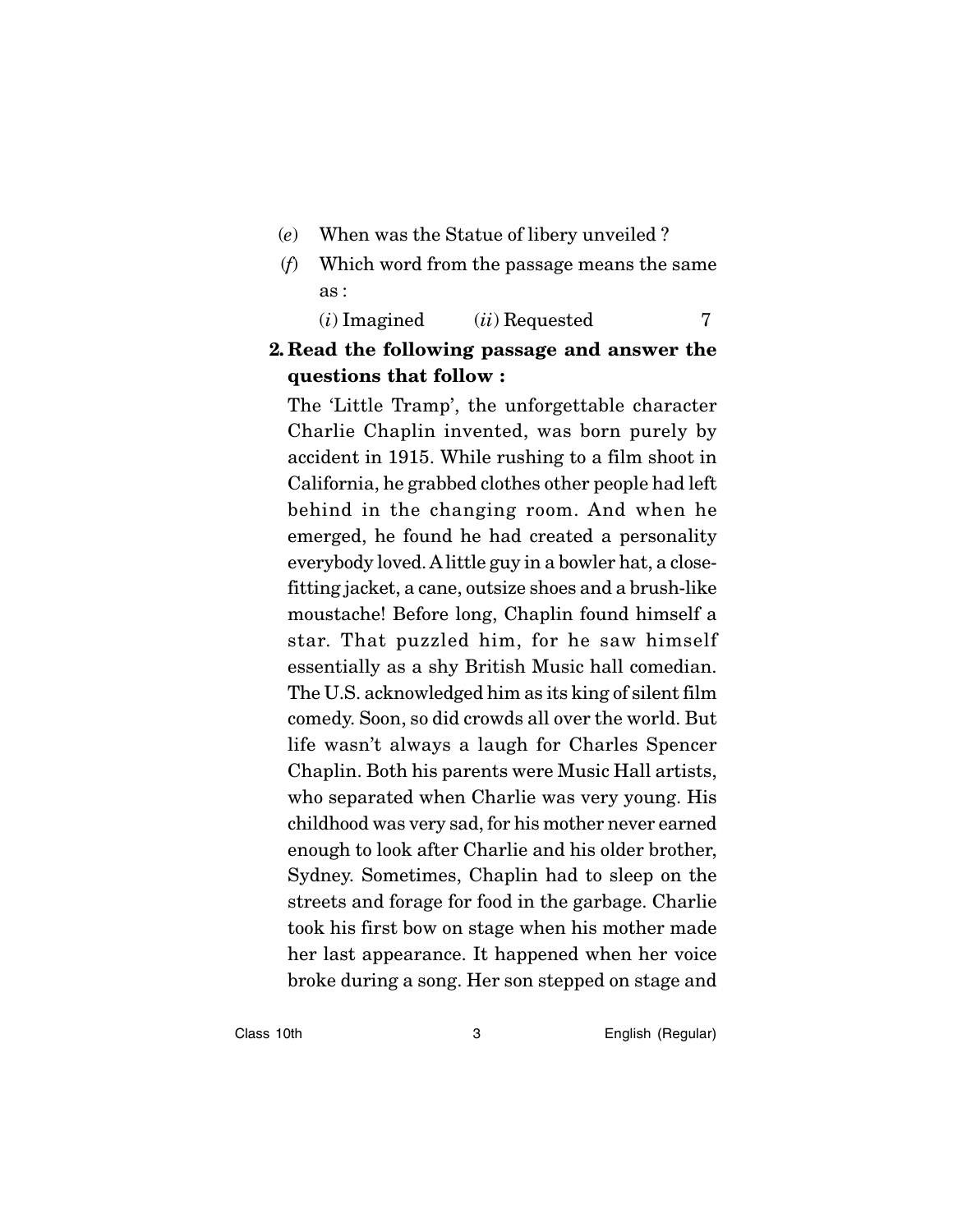(e) When was the Statue of libery unveiled ?

(f) Which word from the passage means the same as :

(i) Imagined (ii) Requested 7

**2. Read the following passage and answer the questions that follow :**

The 'Little Tramp', the unforgettable character Charlie Chaplin invented, was born purely by accident in 1915. While rushing to a film shoot in California, he grabbed clothes other people had left behind in the changing room. And when he emerged, he found he had created a personality everybody loved. A little guy in a bowler hat, a close-fitting jacket, a cane, outsize shoes and a brush-like moustache! Before long, Chaplin found himself a star. That puzzled him, for he saw himself essentially as a shy British Music hall comedian. The U.S. acknowledged him as its king of silent film comedy. Soon, so did crowds all over the world. But life wasn't always a laugh for Charles Spencer Chaplin. Both his parents were Music Hall artists, who separated when Charlie was very young. His childhood was very sad, for his mother never earned enough to look after Charlie and his older brother, Sydney. Sometimes, Chaplin had to sleep on the streets and forage for food in the garbage. Charlie took his first bow on stage when his mother made her last appearance. It happened when her voice broke during a song. Her son stepped on stage and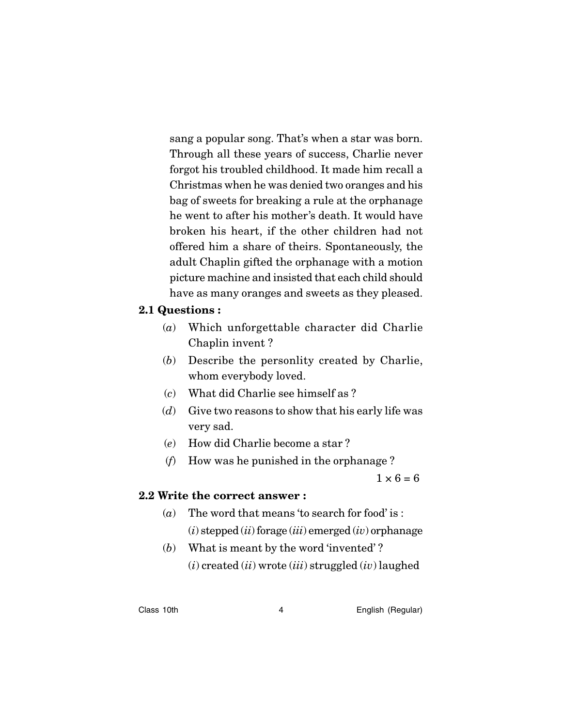sang a popular song. That's when a star was born. Through all these years of success, Charlie never forgot his troubled childhood. It made him recall a Christmas when he was denied two oranges and his bag of sweets for breaking a rule at the orphanage he went to after his mother's death. It would have broken his heart, if the other children had not offered him a share of theirs. Spontaneously, the adult Chaplin gifted the orphanage with a motion picture machine and insisted that each child should have as many oranges and sweets as they pleased.

**2.1 Questions :**

(*a*) Which unforgettable character did Charlie Chaplin invent ?

(*b*) Describe the personlity created by Charlie, whom everybody loved.

(*c*) What did Charlie see himself as ?

(*d*) Give two reasons to show that his early life was very sad.

(*e*) How did Charlie become a star ?

(*f*) How was he punished in the orphanage ?

$1 \times 6 = 6$

**2.2 Write the correct answer :**

(*a*) The word that means 'to search for food' is :
(*i*) stepped (*ii*) forage (*iii*) emerged (*iv*) orphanage

(*b*) What is meant by the word 'invented' ?
(*i*) created (*ii*) wrote (*iii*) struggled (*iv*) laughed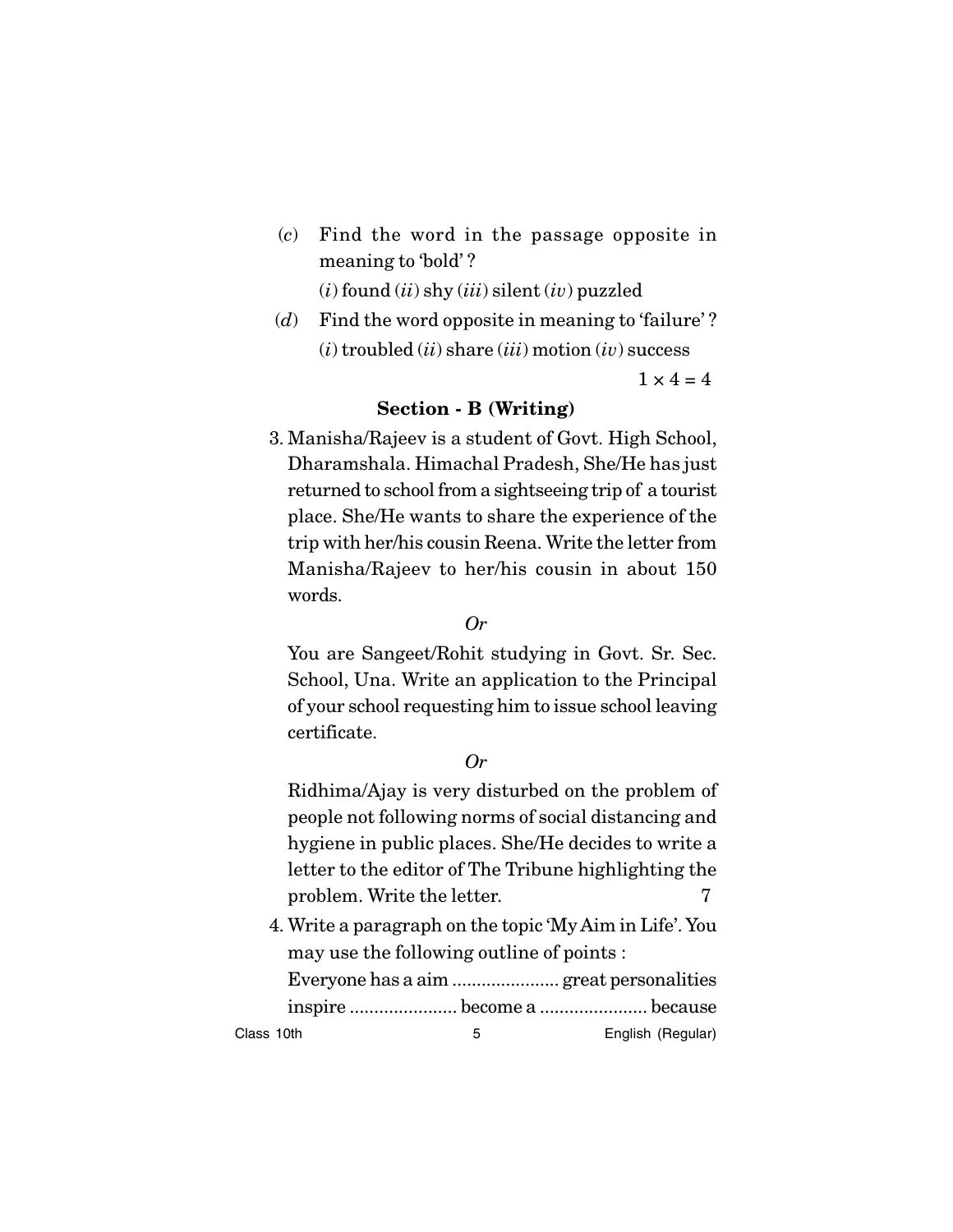(*c*) Find the word in the passage opposite in meaning to 'bold' ?

(*i*) found (*ii*) shy (*iii*) silent (*iv*) puzzled

(*d*) Find the word opposite in meaning to 'failure' ?

(*i*) troubled (*ii*) share (*iii*) motion (*iv*) success

$1 \times 4 = 4$

### Section - B (Writing)

3. Manisha/Rajeev is a student of Govt. High School, Dharamshala. Himachal Pradesh, She/He has just returned to school from a sightseeing trip of a tourist place. She/He wants to share the experience of the trip with her/his cousin Reena. Write the letter from Manisha/Rajeev to her/his cousin in about 150 words.

*Or*

You are Sangeet/Rohit studying in Govt. Sr. Sec. School, Una. Write an application to the Principal of your school requesting him to issue school leaving certificate.

*Or*

Ridhima/Ajay is very disturbed on the problem of people not following norms of social distancing and hygiene in public places. She/He decides to write a letter to the editor of The Tribune highlighting the problem. Write the letter. 7

4. Write a paragraph on the topic 'My Aim in Life'. You may use the following outline of points :

Everyone has a aim ...................... great personalities inspire ...................... become a ...................... because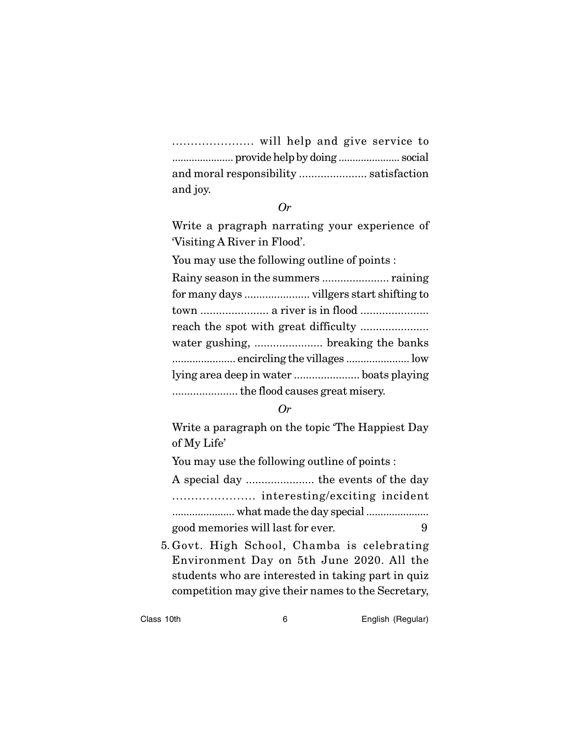...................... will help and give service to ...................... provide help by doing ...................... social and moral responsibility ...................... satisfaction and joy.

*Or*

Write a pragraph narrating your experience of 'Visiting A River in Flood'.

You may use the following outline of points :

Rainy season in the summers ...................... raining for many days ...................... villgers start shifting to town ...................... a river is in flood ...................... reach the spot with great difficulty ...................... water gushing, ...................... breaking the banks ...................... encircling the villages ...................... low lying area deep in water ...................... boats playing ...................... the flood causes great misery.

*Or*

Write a paragraph on the topic 'The Happiest Day of My Life'

You may use the following outline of points :

A special day ...................... the events of the day ...................... interesting/exciting incident ...................... what made the day special ...................... good memories will last for ever. 9

5. Govt. High School, Chamba is celebrating Environment Day on 5th June 2020. All the students who are interested in taking part in quiz competition may give their names to the Secretary,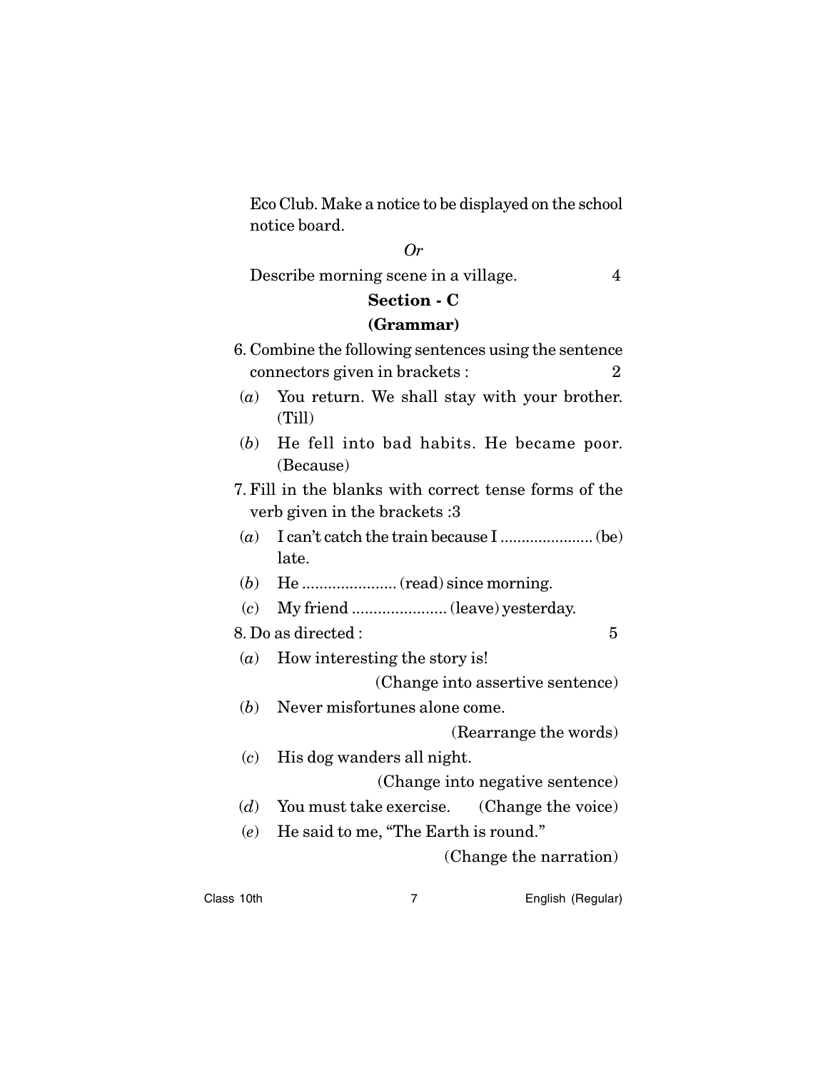Eco Club. Make a notice to be displayed on the school notice board.

*Or*

Describe morning scene in a village. 4

## Section - C

## (Grammar)

6. Combine the following sentences using the sentence connectors given in brackets : 2

(*a*) You return. We shall stay with your brother. (Till)

(*b*) He fell into bad habits. He became poor. (Because)

7. Fill in the blanks with correct tense forms of the verb given in the brackets :3

(*a*) I can't catch the train because I ...................... (be) late.

(*b*) He ...................... (read) since morning.

(*c*) My friend ...................... (leave) yesterday.

8. Do as directed : 5

(*a*) How interesting the story is!

(Change into assertive sentence)

(*b*) Never misfortunes alone come.

(Rearrange the words)

(*c*) His dog wanders all night.

(Change into negative sentence)

(*d*) You must take exercise. (Change the voice)

(*e*) He said to me, "The Earth is round."

(Change the narration)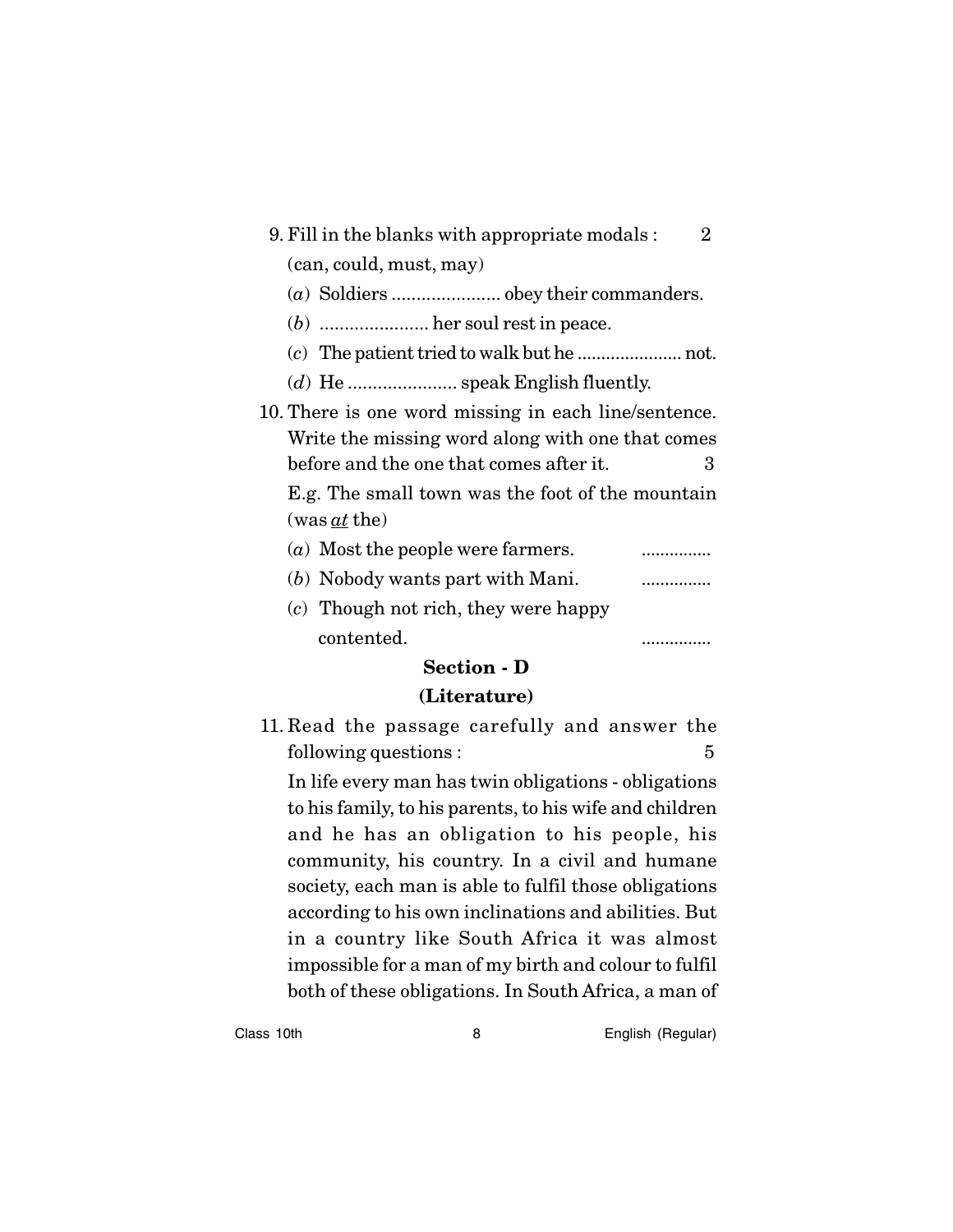9. Fill in the blanks with appropriate modals : 2

(can, could, must, may)

(*a*) Soldiers ...................... obey their commanders.

(*b*) ...................... her soul rest in peace.

(*c*) The patient tried to walk but he ...................... not.

(*d*) He ...................... speak English fluently.

10. There is one word missing in each line/sentence. Write the missing word along with one that comes before and the one that comes after it. 3

E.g. The small town was the foot of the mountain (was *at* the)

(*a*) Most the people were farmers. ...............

(*b*) Nobody wants part with Mani. ...............

(*c*) Though not rich, they were happy contented. ...............

## Section - D

## (Literature)

11. Read the passage carefully and answer the following questions : 5

In life every man has twin obligations - obligations to his family, to his parents, to his wife and children and he has an obligation to his people, his community, his country. In a civil and humane society, each man is able to fulfil those obligations according to his own inclinations and abilities. But in a country like South Africa it was almost impossible for a man of my birth and colour to fulfil both of these obligations. In South Africa, a man of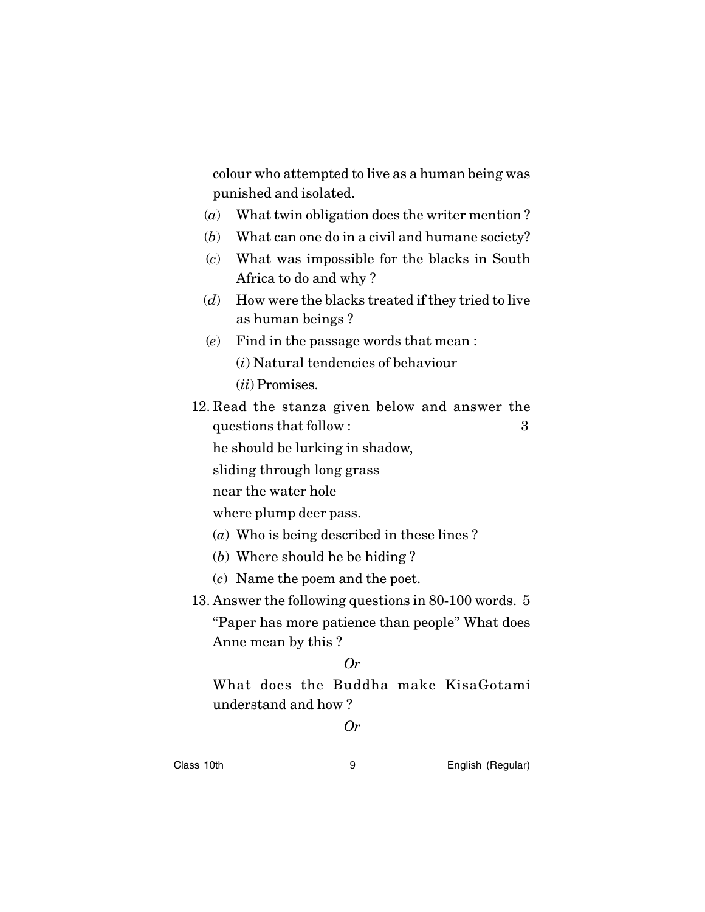colour who attempted to live as a human being was punished and isolated.

(*a*) What twin obligation does the writer mention ?

(*b*) What can one do in a civil and humane society?

(*c*) What was impossible for the blacks in South Africa to do and why ?

(*d*) How were the blacks treated if they tried to live as human beings ?

(*e*) Find in the passage words that mean :

(*i*) Natural tendencies of behaviour

(*ii*) Promises.

12. Read the stanza given below and answer the questions that follow : 3

he should be lurking in shadow,

sliding through long grass

near the water hole

where plump deer pass.

(*a*) Who is being described in these lines ?

(*b*) Where should he be hiding ?

(*c*) Name the poem and the poet.

13. Answer the following questions in 80-100 words. 5

"Paper has more patience than people" What does Anne mean by this ?

*Or*

What does the Buddha make KisaGotami understand and how ?

*Or*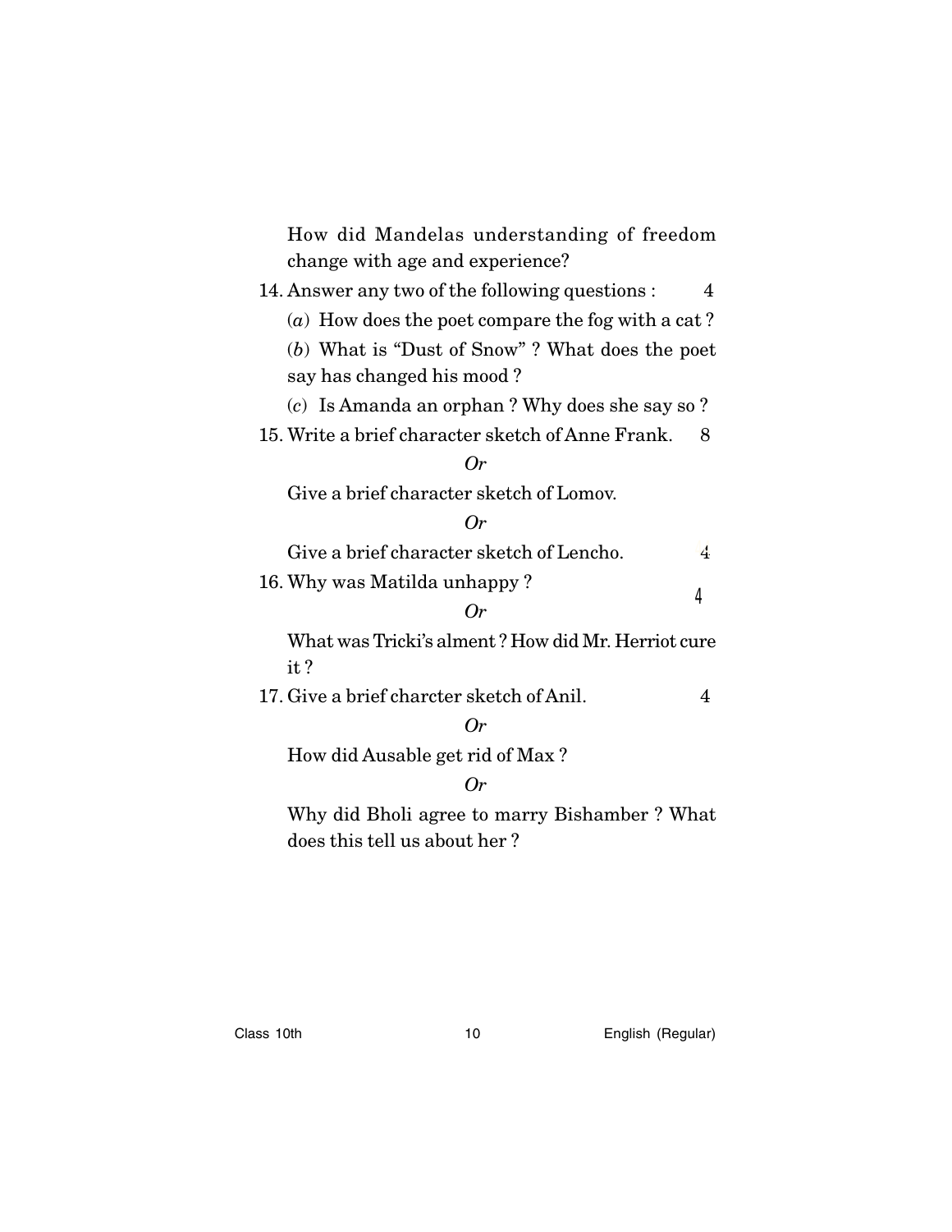How did Mandelas understanding of freedom change with age and experience?

14. Answer any two of the following questions : 4

(*a*) How does the poet compare the fog with a cat ?

(*b*) What is "Dust of Snow" ? What does the poet say has changed his mood ?

(*c*) Is Amanda an orphan ? Why does she say so ?

15. Write a brief character sketch of Anne Frank. 8

*Or*

Give a brief character sketch of Lomov.

*Or*

Give a brief character sketch of Lencho. 4

16. Why was Matilda unhappy ? 4

*Or*

What was Tricki's alment ? How did Mr. Herriot cure it ?

17. Give a brief charcter sketch of Anil. 4

*Or*

How did Ausable get rid of Max ?

*Or*

Why did Bholi agree to marry Bishamber ? What does this tell us about her ?